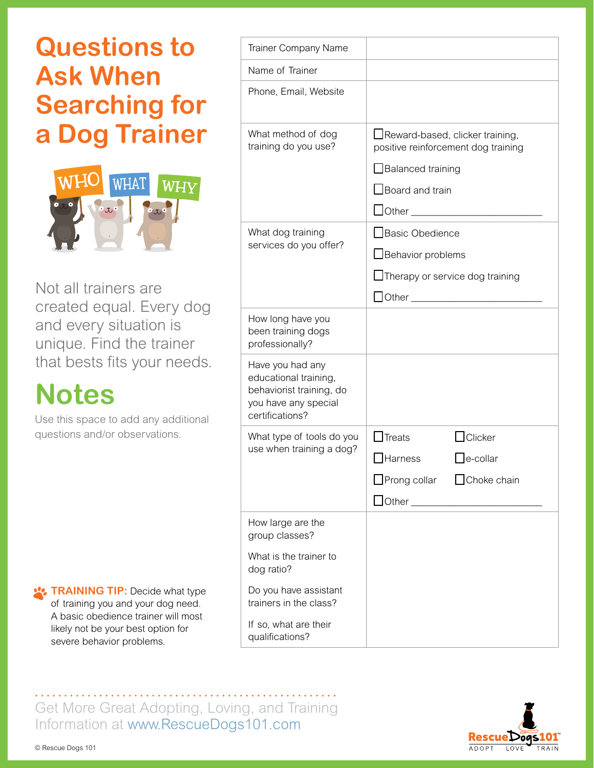# Questions to Ask When Searching for a Dog Trainer

Not all trainers are created equal. Every dog and every situation is unique. Find the trainer that bests fits your needs.

## Notes

Use this space to add any additional questions and/or observations.

**TRAINING TIP:** Decide what type of training you and your dog need. A basic obedience trainer will most likely not be your best option for severe behavior problems.

| | |
|---|---|
| Trainer Company Name | |
| Name of Trainer | |
| Phone, Email, Website | |
| What method of dog training do you use? | ☐ Reward-based, clicker training, positive reinforcement dog training<br>☐ Balanced training<br>☐ Board and train<br>☐ Other ______________________ |
| What dog training services do you offer? | ☐ Basic Obedience<br>☐ Behavior problems<br>☐ Therapy or service dog training<br>☐ Other ______________________ |
| How long have you been training dogs professionally? | |
| Have you had any educational training, behaviorist training, do you have any special certifications? | |
| What type of tools do you use when training a dog? | ☐ Treats ☐ Clicker<br>☐ Harness ☐ e-collar<br>☐ Prong collar ☐ Choke chain<br>☐ Other ______________________ |
| How large are the group classes?<br><br>What is the trainer to dog ratio?<br><br>Do you have assistant trainers in the class?<br><br>If so, what are their qualifications? | |

Get More Great Adopting, Loving, and Training Information at www.RescueDogs101.com

© Rescue Dogs 101

RescueDogs101™ ADOPT LOVE TRAIN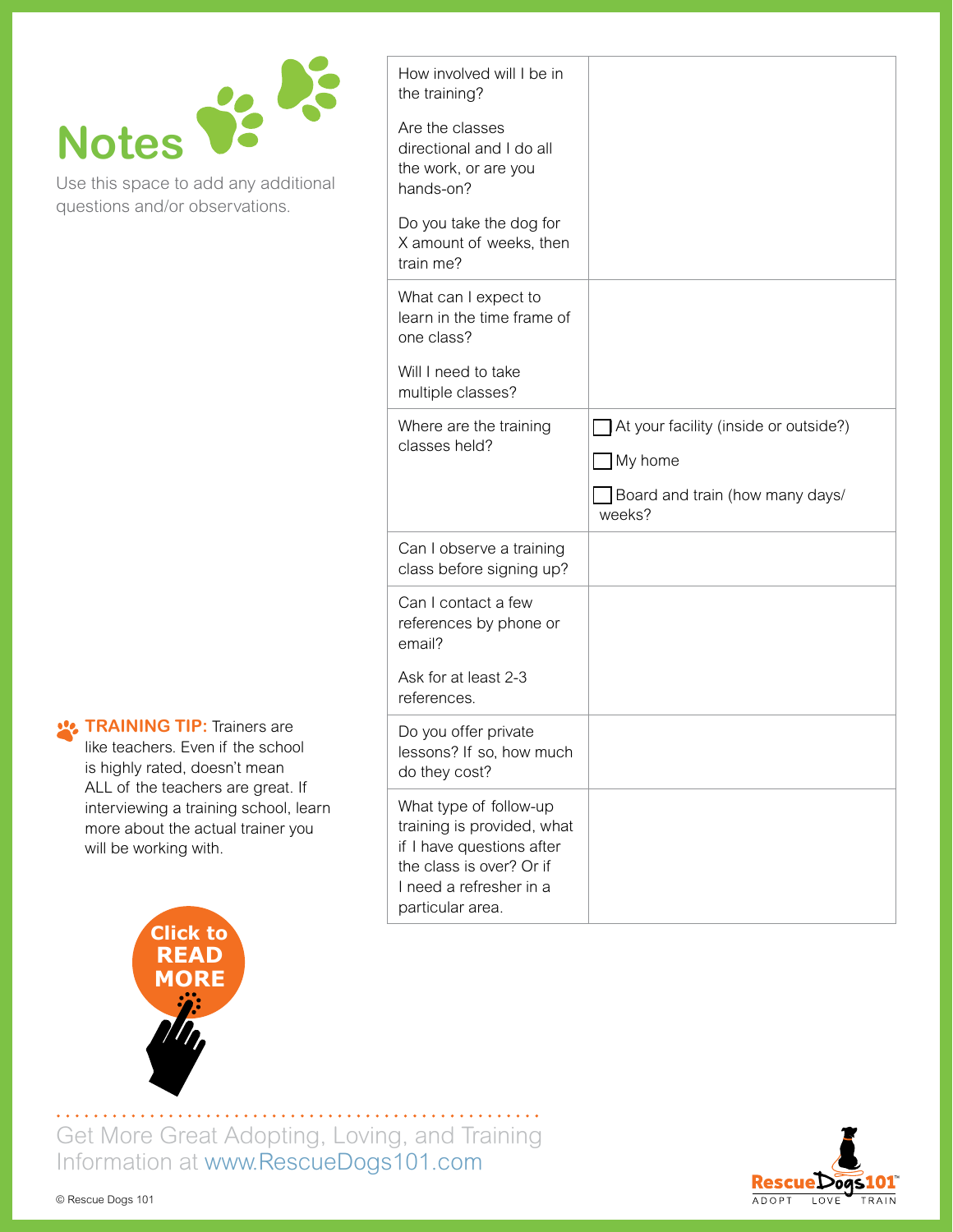# Notes

Use this space to add any additional questions and/or observations.

| | |
|---|---|
| How involved will I be in the training?<br><br>Are the classes directional and I do all the work, or are you hands-on?<br><br>Do you take the dog for X amount of weeks, then train me? | |
| What can I expect to learn in the time frame of one class?<br><br>Will I need to take multiple classes? | |
| Where are the training classes held? | ☐ At your facility (inside or outside?)<br><br>☐ My home<br><br>☐ Board and train (how many days/ weeks? |
| Can I observe a training class before signing up? | |
| Can I contact a few references by phone or email?<br><br>Ask for at least 2-3 references. | |
| Do you offer private lessons? If so, how much do they cost? | |
| What type of follow-up training is provided, what if I have questions after the class is over? Or if I need a refresher in a particular area. | |

**TRAINING TIP:** Trainers are like teachers. Even if the school is highly rated, doesn't mean ALL of the teachers are great. If interviewing a training school, learn more about the actual trainer you will be working with.

**Click to READ MORE**

Get More Great Adopting, Loving, and Training Information at www.RescueDogs101.com

RescueDogs101™ ADOPT LOVE TRAIN

© Rescue Dogs 101